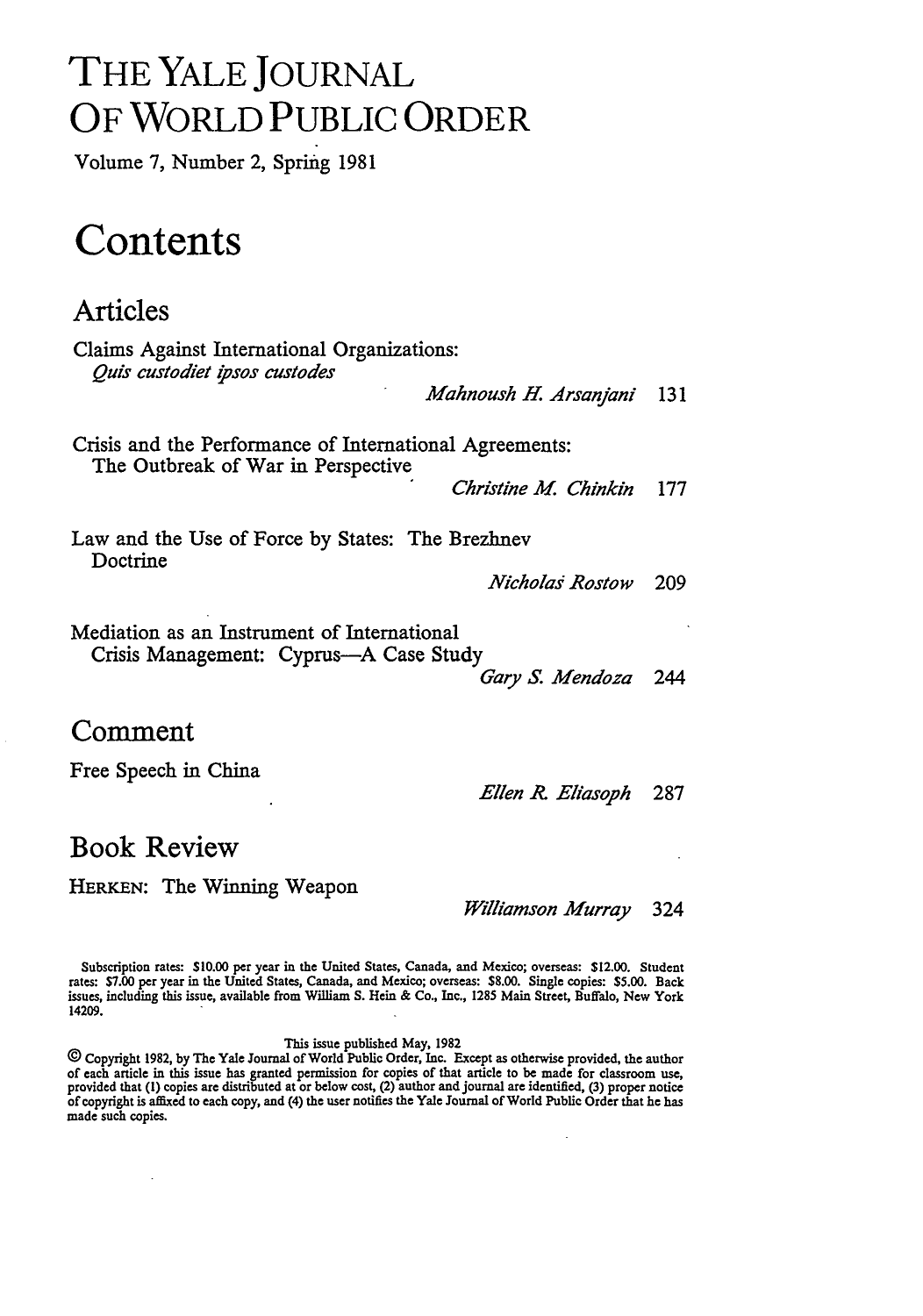# THE YALE JOURNAL OF WORLD PUBLIC ORDER

Volume 7, Number 2, Spring 1981

# Contents

## Articles

Claims Against International Organizations: *Quis custodiet ipsos custodes* — *Mahnoush H. Arsanjani* 131

Crisis and the Performance of International Agreements: The Outbreak of War in Perspective — *Christine M. Chinkin* 177

Law and the Use of Force by States: The Brezhnev Doctrine — *Nicholas Rostow* 209

Mediation as an Instrument of International Crisis Management: Cyprus—A Case Study — *Gary S. Mendoza* 244

## Comment

Free Speech in China — *Ellen R. Eliasoph* 287

## Book Review

HERKEN: The Winning Weapon — *Williamson Murray* 324

Subscription rates: $10.00 per year in the United States, Canada, and Mexico; overseas: $12.00. Student rates: $7.00 per year in the United States, Canada, and Mexico; overseas: $8.00. Single copies: $5.00. Back issues, including this issue, available from William S. Hein & Co., Inc., 1285 Main Street, Buffalo, New York 14209.

This issue published May, 1982

© Copyright 1982, by The Yale Journal of World Public Order, Inc. Except as otherwise provided, the author of each article in this issue has granted permission for copies of that article to be made for classroom use, provided that (1) copies are distributed at or below cost, (2) author and journal are identified, (3) proper notice of copyright is affixed to each copy, and (4) the user notifies the Yale Journal of World Public Order that he has made such copies.